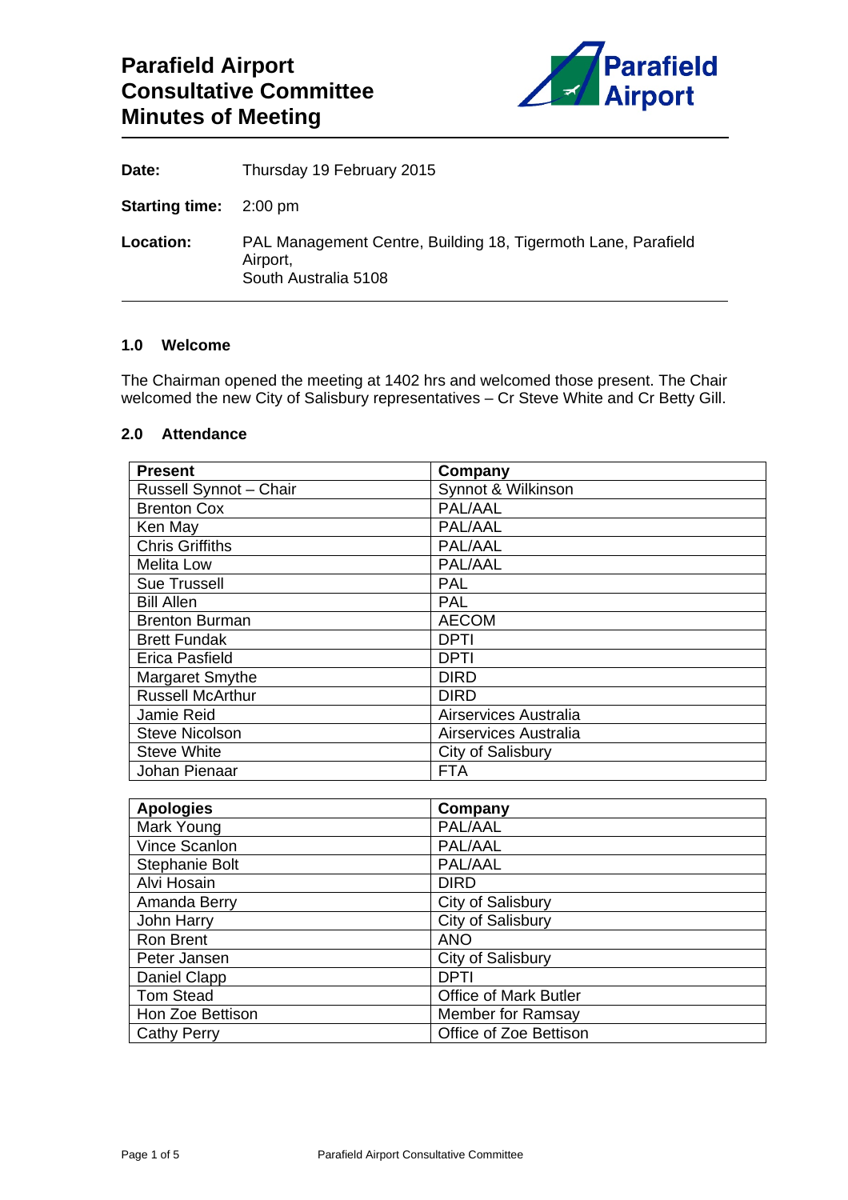# Parafield Airport Consultative Committee Minutes of Meeting

**Date:** Thursday 19 February 2015

**Starting time:** 2:00 pm

**Location:** PAL Management Centre, Building 18, Tigermoth Lane, Parafield Airport, South Australia 5108

### 1.0 Welcome

The Chairman opened the meeting at 1402 hrs and welcomed those present. The Chair welcomed the new City of Salisbury representatives – Cr Steve White and Cr Betty Gill.

### 2.0 Attendance

| Present | Company |
|---|---|
| Russell Synnot – Chair | Synnot & Wilkinson |
| Brenton Cox | PAL/AAL |
| Ken May | PAL/AAL |
| Chris Griffiths | PAL/AAL |
| Melita Low | PAL/AAL |
| Sue Trussell | PAL |
| Bill Allen | PAL |
| Brenton Burman | AECOM |
| Brett Fundak | DPTI |
| Erica Pasfield | DPTI |
| Margaret Smythe | DIRD |
| Russell McArthur | DIRD |
| Jamie Reid | Airservices Australia |
| Steve Nicolson | Airservices Australia |
| Steve White | City of Salisbury |
| Johan Pienaar | FTA |

| Apologies | Company |
|---|---|
| Mark Young | PAL/AAL |
| Vince Scanlon | PAL/AAL |
| Stephanie Bolt | PAL/AAL |
| Alvi Hosain | DIRD |
| Amanda Berry | City of Salisbury |
| John Harry | City of Salisbury |
| Ron Brent | ANO |
| Peter Jansen | City of Salisbury |
| Daniel Clapp | DPTI |
| Tom Stead | Office of Mark Butler |
| Hon Zoe Bettison | Member for Ramsay |
| Cathy Perry | Office of Zoe Bettison |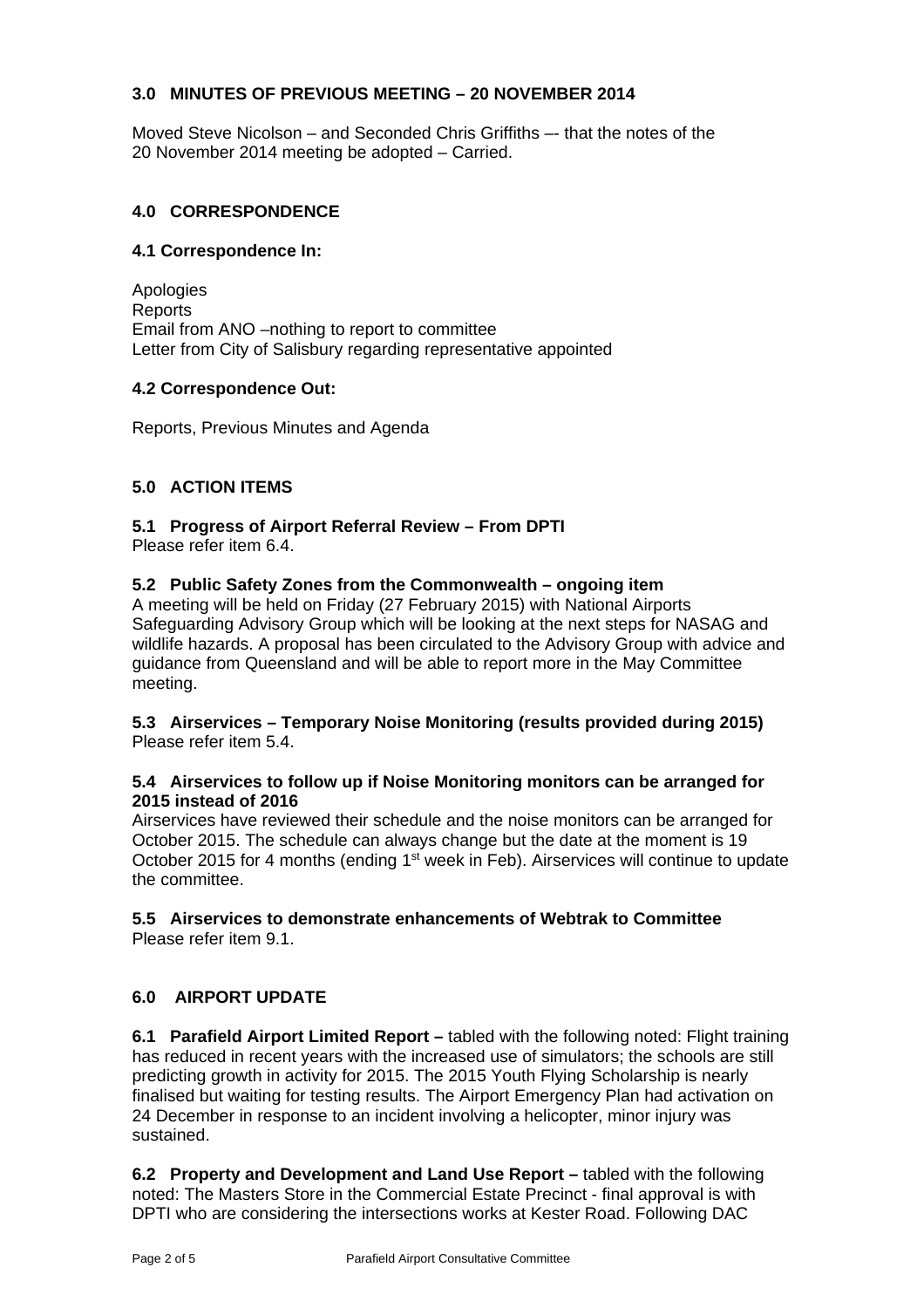## 3.0 MINUTES OF PREVIOUS MEETING – 20 NOVEMBER 2014

Moved Steve Nicolson – and Seconded Chris Griffiths –- that the notes of the 20 November 2014 meeting be adopted – Carried.

## 4.0 CORRESPONDENCE

### 4.1 Correspondence In:

Apologies
Reports
Email from ANO –nothing to report to committee
Letter from City of Salisbury regarding representative appointed

### 4.2 Correspondence Out:

Reports, Previous Minutes and Agenda

## 5.0 ACTION ITEMS

### 5.1 Progress of Airport Referral Review – From DPTI

Please refer item 6.4.

### 5.2 Public Safety Zones from the Commonwealth – ongoing item

A meeting will be held on Friday (27 February 2015) with National Airports Safeguarding Advisory Group which will be looking at the next steps for NASAG and wildlife hazards. A proposal has been circulated to the Advisory Group with advice and guidance from Queensland and will be able to report more in the May Committee meeting.

### 5.3 Airservices – Temporary Noise Monitoring (results provided during 2015)

Please refer item 5.4.

### 5.4 Airservices to follow up if Noise Monitoring monitors can be arranged for 2015 instead of 2016

Airservices have reviewed their schedule and the noise monitors can be arranged for October 2015. The schedule can always change but the date at the moment is 19 October 2015 for 4 months (ending 1st week in Feb). Airservices will continue to update the committee.

### 5.5 Airservices to demonstrate enhancements of Webtrak to Committee

Please refer item 9.1.

## 6.0 AIRPORT UPDATE

**6.1 Parafield Airport Limited Report –** tabled with the following noted: Flight training has reduced in recent years with the increased use of simulators; the schools are still predicting growth in activity for 2015. The 2015 Youth Flying Scholarship is nearly finalised but waiting for testing results. The Airport Emergency Plan had activation on 24 December in response to an incident involving a helicopter, minor injury was sustained.

**6.2 Property and Development and Land Use Report –** tabled with the following noted: The Masters Store in the Commercial Estate Precinct - final approval is with DPTI who are considering the intersections works at Kester Road. Following DAC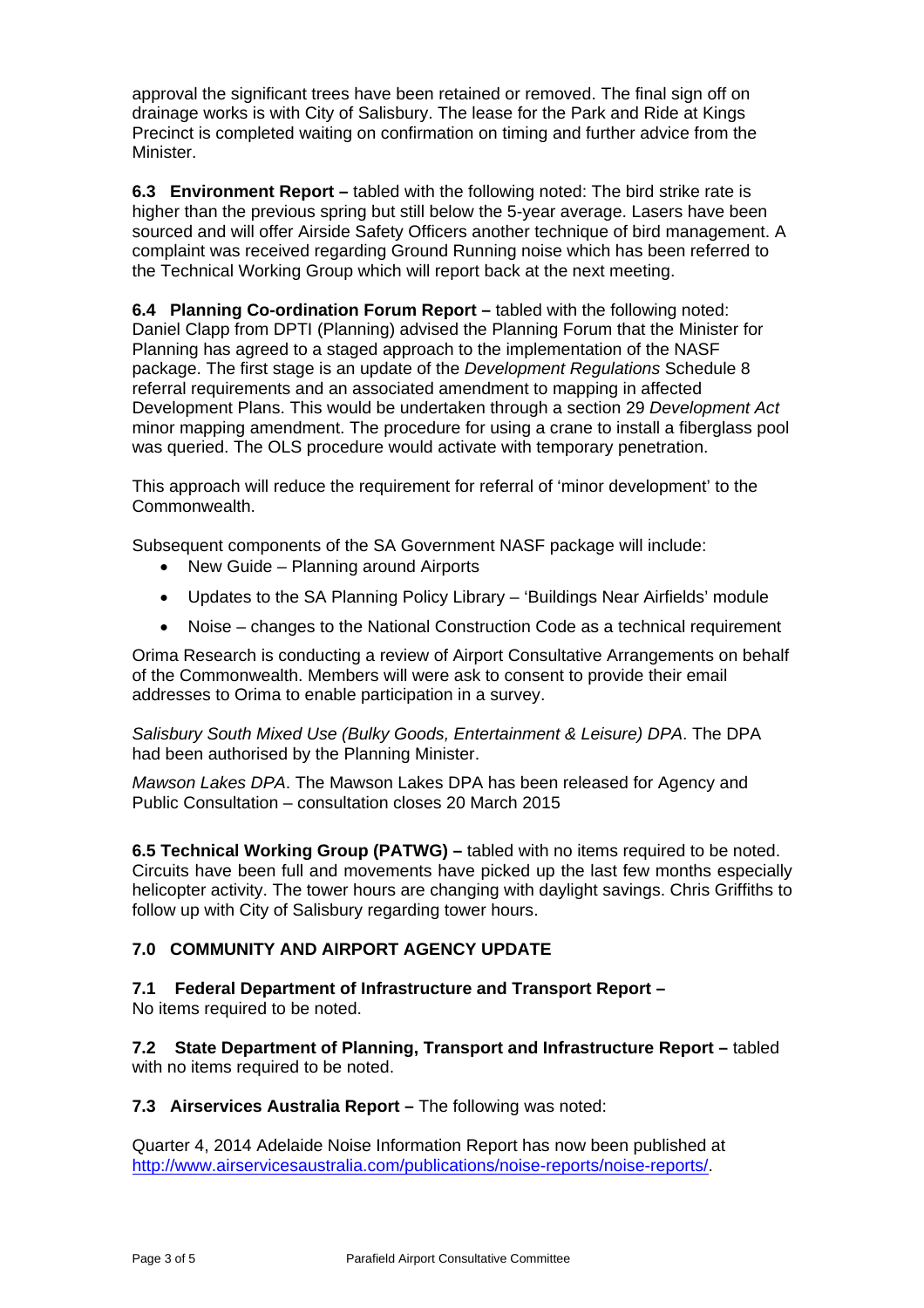approval the significant trees have been retained or removed. The final sign off on drainage works is with City of Salisbury. The lease for the Park and Ride at Kings Precinct is completed waiting on confirmation on timing and further advice from the Minister.

**6.3 Environment Report –** tabled with the following noted: The bird strike rate is higher than the previous spring but still below the 5-year average. Lasers have been sourced and will offer Airside Safety Officers another technique of bird management. A complaint was received regarding Ground Running noise which has been referred to the Technical Working Group which will report back at the next meeting.

**6.4 Planning Co-ordination Forum Report –** tabled with the following noted: Daniel Clapp from DPTI (Planning) advised the Planning Forum that the Minister for Planning has agreed to a staged approach to the implementation of the NASF package. The first stage is an update of the *Development Regulations* Schedule 8 referral requirements and an associated amendment to mapping in affected Development Plans. This would be undertaken through a section 29 *Development Act* minor mapping amendment. The procedure for using a crane to install a fiberglass pool was queried. The OLS procedure would activate with temporary penetration.

This approach will reduce the requirement for referral of 'minor development' to the Commonwealth.

Subsequent components of the SA Government NASF package will include:

- New Guide – Planning around Airports
- Updates to the SA Planning Policy Library – 'Buildings Near Airfields' module
- Noise – changes to the National Construction Code as a technical requirement

Orima Research is conducting a review of Airport Consultative Arrangements on behalf of the Commonwealth. Members will were ask to consent to provide their email addresses to Orima to enable participation in a survey.

*Salisbury South Mixed Use (Bulky Goods, Entertainment & Leisure) DPA*. The DPA had been authorised by the Planning Minister.

*Mawson Lakes DPA*. The Mawson Lakes DPA has been released for Agency and Public Consultation – consultation closes 20 March 2015

**6.5 Technical Working Group (PATWG) –** tabled with no items required to be noted. Circuits have been full and movements have picked up the last few months especially helicopter activity. The tower hours are changing with daylight savings. Chris Griffiths to follow up with City of Salisbury regarding tower hours.

## 7.0 COMMUNITY AND AIRPORT AGENCY UPDATE

**7.1 Federal Department of Infrastructure and Transport Report –**
No items required to be noted.

**7.2 State Department of Planning, Transport and Infrastructure Report –** tabled with no items required to be noted.

**7.3 Airservices Australia Report –** The following was noted:

Quarter 4, 2014 Adelaide Noise Information Report has now been published at http://www.airservicesaustralia.com/publications/noise-reports/noise-reports/.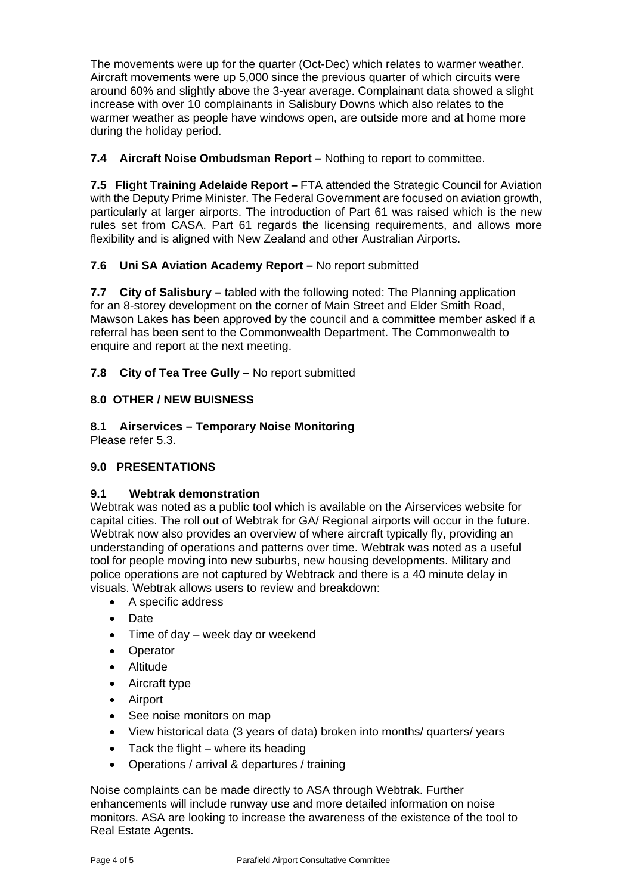The movements were up for the quarter (Oct-Dec) which relates to warmer weather. Aircraft movements were up 5,000 since the previous quarter of which circuits were around 60% and slightly above the 3-year average. Complainant data showed a slight increase with over 10 complainants in Salisbury Downs which also relates to the warmer weather as people have windows open, are outside more and at home more during the holiday period.

**7.4 Aircraft Noise Ombudsman Report –** Nothing to report to committee.

**7.5 Flight Training Adelaide Report –** FTA attended the Strategic Council for Aviation with the Deputy Prime Minister. The Federal Government are focused on aviation growth, particularly at larger airports. The introduction of Part 61 was raised which is the new rules set from CASA. Part 61 regards the licensing requirements, and allows more flexibility and is aligned with New Zealand and other Australian Airports.

**7.6 Uni SA Aviation Academy Report –** No report submitted

**7.7 City of Salisbury –** tabled with the following noted: The Planning application for an 8-storey development on the corner of Main Street and Elder Smith Road, Mawson Lakes has been approved by the council and a committee member asked if a referral has been sent to the Commonwealth Department. The Commonwealth to enquire and report at the next meeting.

**7.8 City of Tea Tree Gully –** No report submitted

## 8.0 OTHER / NEW BUISNESS

### 8.1 Airservices – Temporary Noise Monitoring

Please refer 5.3.

## 9.0 PRESENTATIONS

### 9.1 Webtrak demonstration

Webtrak was noted as a public tool which is available on the Airservices website for capital cities. The roll out of Webtrak for GA/ Regional airports will occur in the future. Webtrak now also provides an overview of where aircraft typically fly, providing an understanding of operations and patterns over time. Webtrak was noted as a useful tool for people moving into new suburbs, new housing developments. Military and police operations are not captured by Webtrack and there is a 40 minute delay in visuals. Webtrak allows users to review and breakdown:

- A specific address
- Date
- Time of day – week day or weekend
- Operator
- Altitude
- Aircraft type
- Airport
- See noise monitors on map
- View historical data (3 years of data) broken into months/ quarters/ years
- Tack the flight – where its heading
- Operations / arrival & departures / training

Noise complaints can be made directly to ASA through Webtrak. Further enhancements will include runway use and more detailed information on noise monitors. ASA are looking to increase the awareness of the existence of the tool to Real Estate Agents.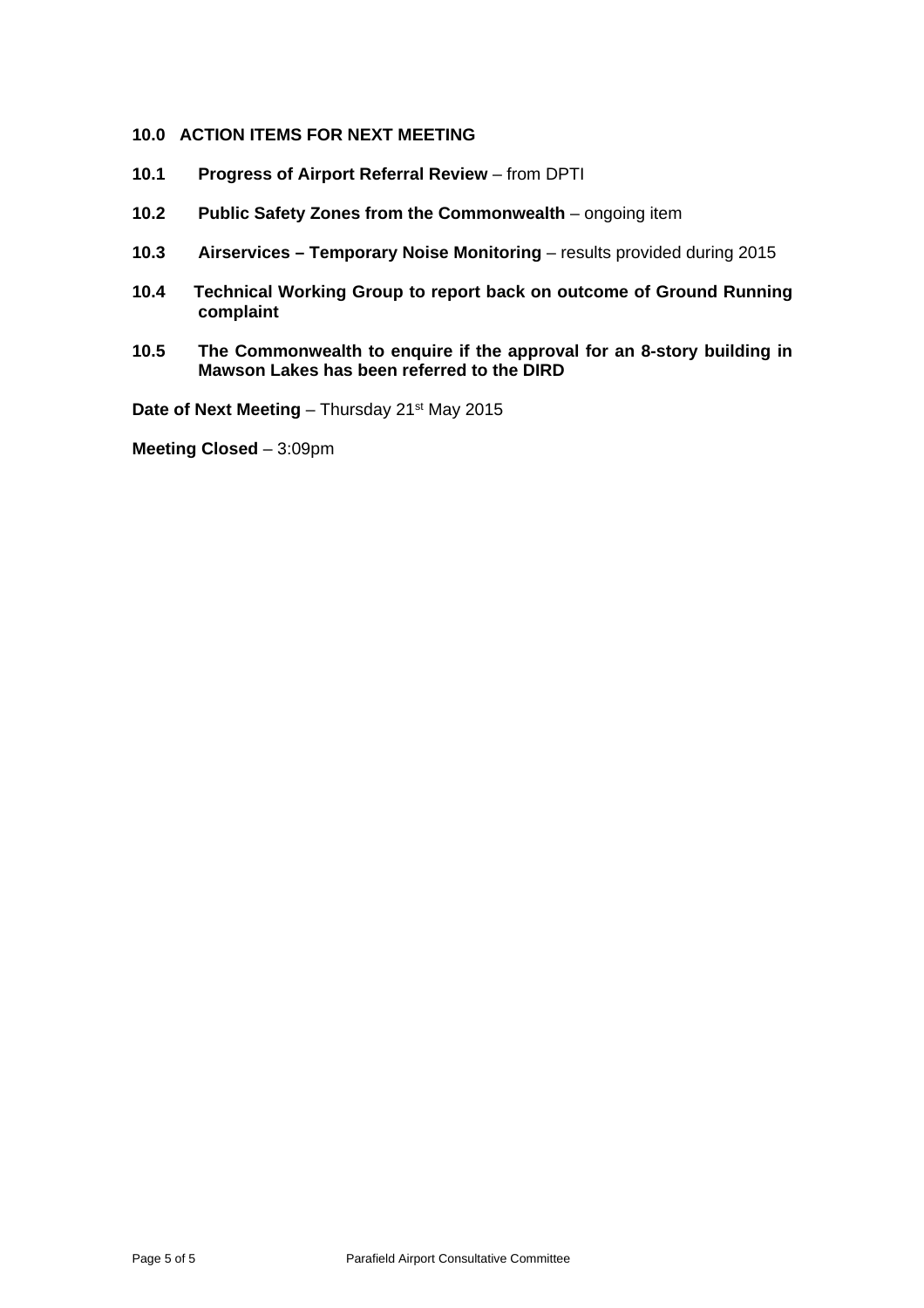## 10.0 ACTION ITEMS FOR NEXT MEETING

**10.1 Progress of Airport Referral Review** – from DPTI

**10.2 Public Safety Zones from the Commonwealth** – ongoing item

**10.3 Airservices – Temporary Noise Monitoring** – results provided during 2015

**10.4 Technical Working Group to report back on outcome of Ground Running complaint**

**10.5 The Commonwealth to enquire if the approval for an 8-story building in Mawson Lakes has been referred to the DIRD**

**Date of Next Meeting** – Thursday 21st May 2015

**Meeting Closed** – 3:09pm